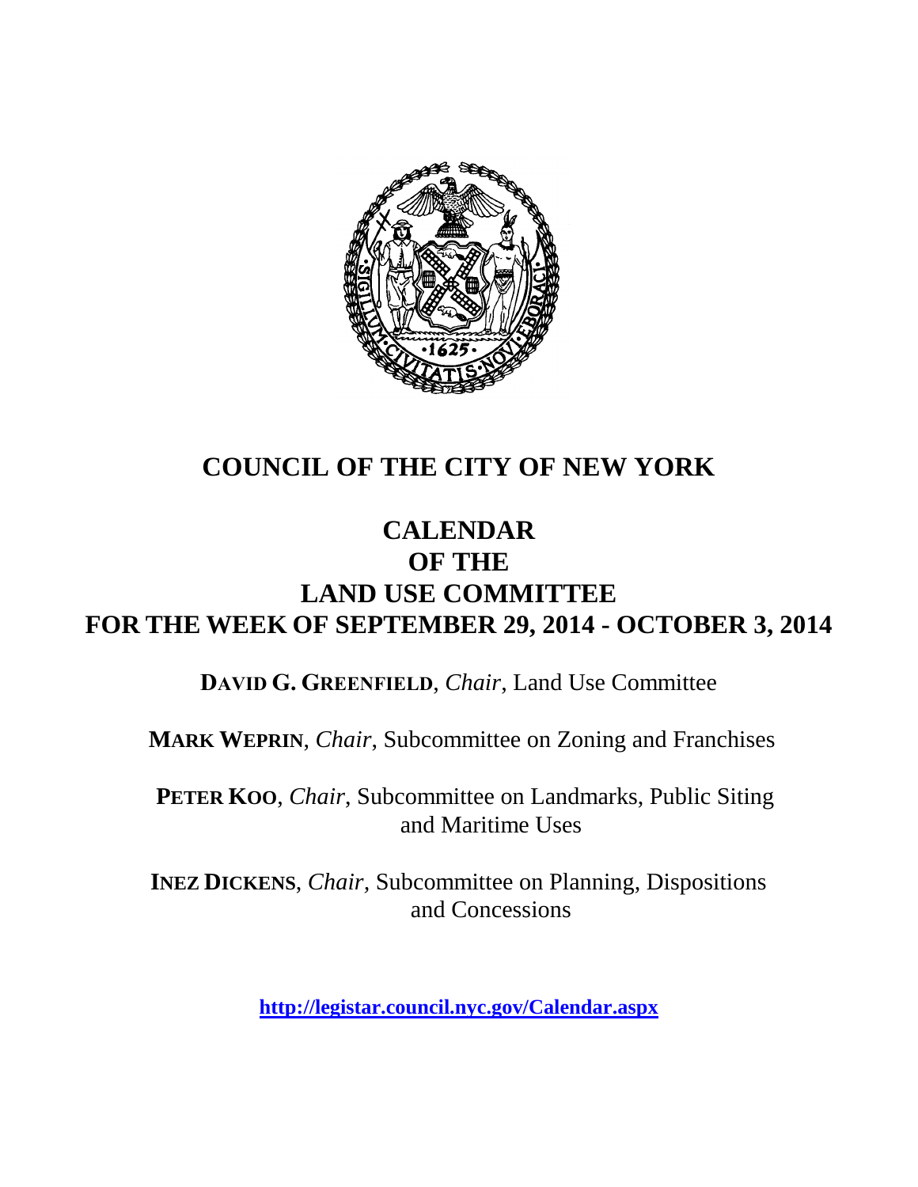# COUNCIL OF THE CITY OF NEW YORK

# CALENDAR OF THE LAND USE COMMITTEE FOR THE WEEK OF SEPTEMBER 29, 2014 - OCTOBER 3, 2014

**DAVID G. GREENFIELD**, *Chair*, Land Use Committee

**MARK WEPRIN**, *Chair*, Subcommittee on Zoning and Franchises

**PETER KOO**, *Chair*, Subcommittee on Landmarks, Public Siting and Maritime Uses

**INEZ DICKENS**, *Chair*, Subcommittee on Planning, Dispositions and Concessions

**http://legistar.council.nyc.gov/Calendar.aspx**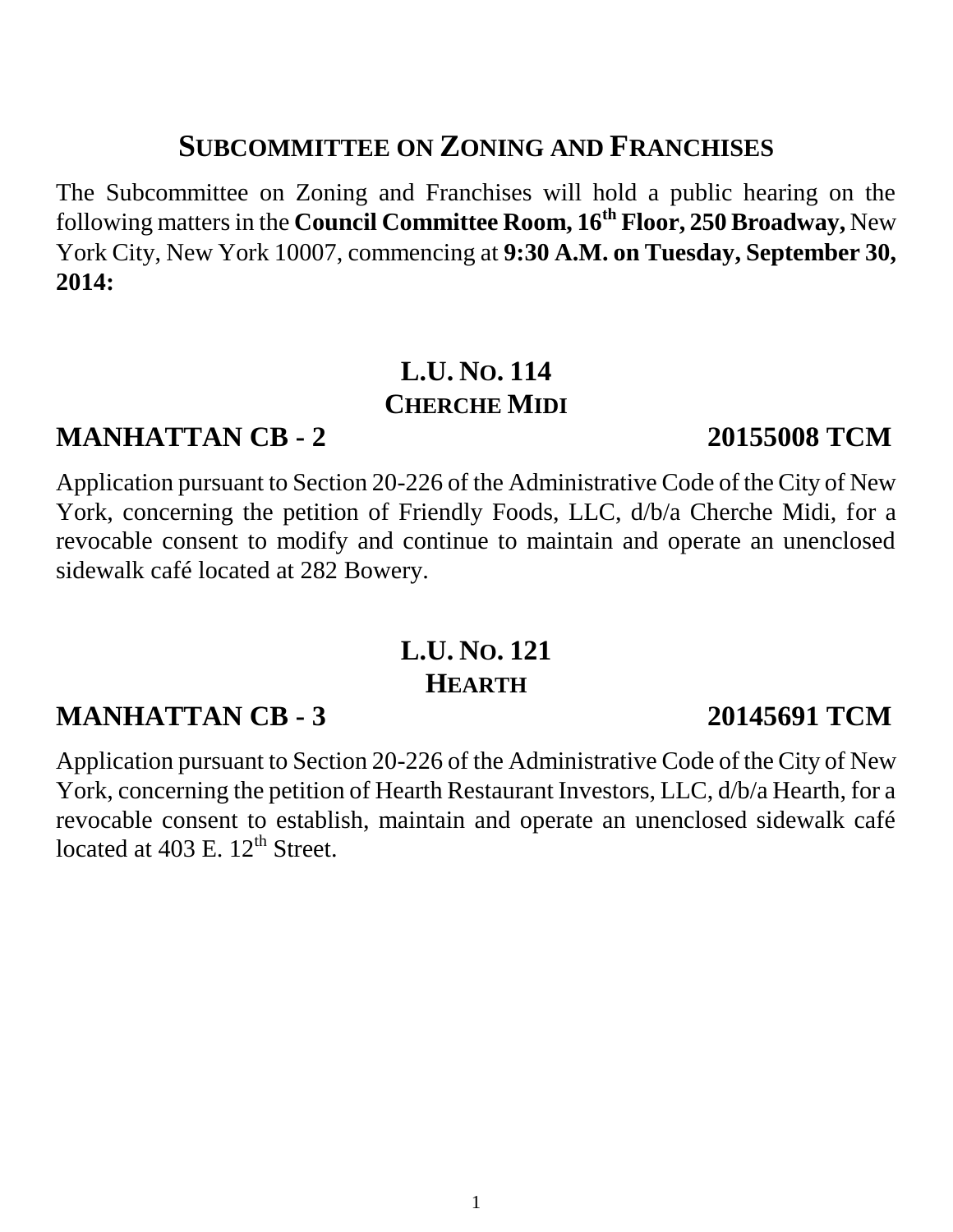## SUBCOMMITTEE ON ZONING AND FRANCHISES

The Subcommittee on Zoning and Franchises will hold a public hearing on the following matters in the **Council Committee Room, 16th Floor, 250 Broadway,** New York City, New York 10007, commencing at **9:30 A.M. on Tuesday, September 30, 2014:**

### L.U. NO. 114
### CHERCHE MIDI

**MANHATTAN CB - 2 — 20155008 TCM**

Application pursuant to Section 20-226 of the Administrative Code of the City of New York, concerning the petition of Friendly Foods, LLC, d/b/a Cherche Midi, for a revocable consent to modify and continue to maintain and operate an unenclosed sidewalk café located at 282 Bowery.

### L.U. NO. 121
### HEARTH

**MANHATTAN CB - 3 — 20145691 TCM**

Application pursuant to Section 20-226 of the Administrative Code of the City of New York, concerning the petition of Hearth Restaurant Investors, LLC, d/b/a Hearth, for a revocable consent to establish, maintain and operate an unenclosed sidewalk café located at 403 E. 12th Street.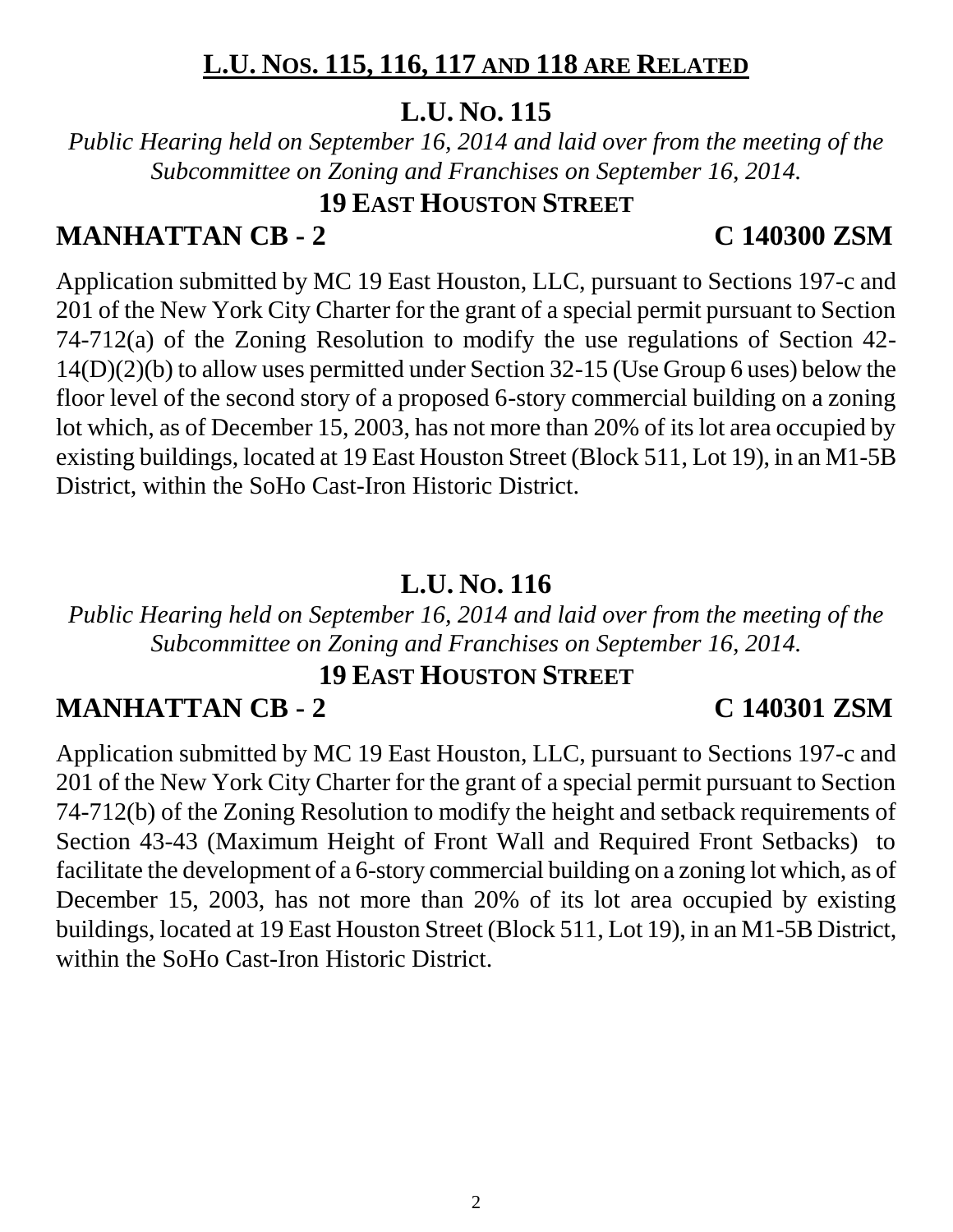## L.U. NOS. 115, 116, 117 AND 118 ARE RELATED

## L.U. NO. 115

*Public Hearing held on September 16, 2014 and laid over from the meeting of the Subcommittee on Zoning and Franchises on September 16, 2014.*

### 19 EAST HOUSTON STREET

### MANHATTAN CB - 2 C 140300 ZSM

Application submitted by MC 19 East Houston, LLC, pursuant to Sections 197-c and 201 of the New York City Charter for the grant of a special permit pursuant to Section 74-712(a) of the Zoning Resolution to modify the use regulations of Section 42-14(D)(2)(b) to allow uses permitted under Section 32-15 (Use Group 6 uses) below the floor level of the second story of a proposed 6-story commercial building on a zoning lot which, as of December 15, 2003, has not more than 20% of its lot area occupied by existing buildings, located at 19 East Houston Street (Block 511, Lot 19), in an M1-5B District, within the SoHo Cast-Iron Historic District.

## L.U. NO. 116

*Public Hearing held on September 16, 2014 and laid over from the meeting of the Subcommittee on Zoning and Franchises on September 16, 2014.*

### 19 EAST HOUSTON STREET

### MANHATTAN CB - 2 C 140301 ZSM

Application submitted by MC 19 East Houston, LLC, pursuant to Sections 197-c and 201 of the New York City Charter for the grant of a special permit pursuant to Section 74-712(b) of the Zoning Resolution to modify the height and setback requirements of Section 43-43 (Maximum Height of Front Wall and Required Front Setbacks) to facilitate the development of a 6-story commercial building on a zoning lot which, as of December 15, 2003, has not more than 20% of its lot area occupied by existing buildings, located at 19 East Houston Street (Block 511, Lot 19), in an M1-5B District, within the SoHo Cast-Iron Historic District.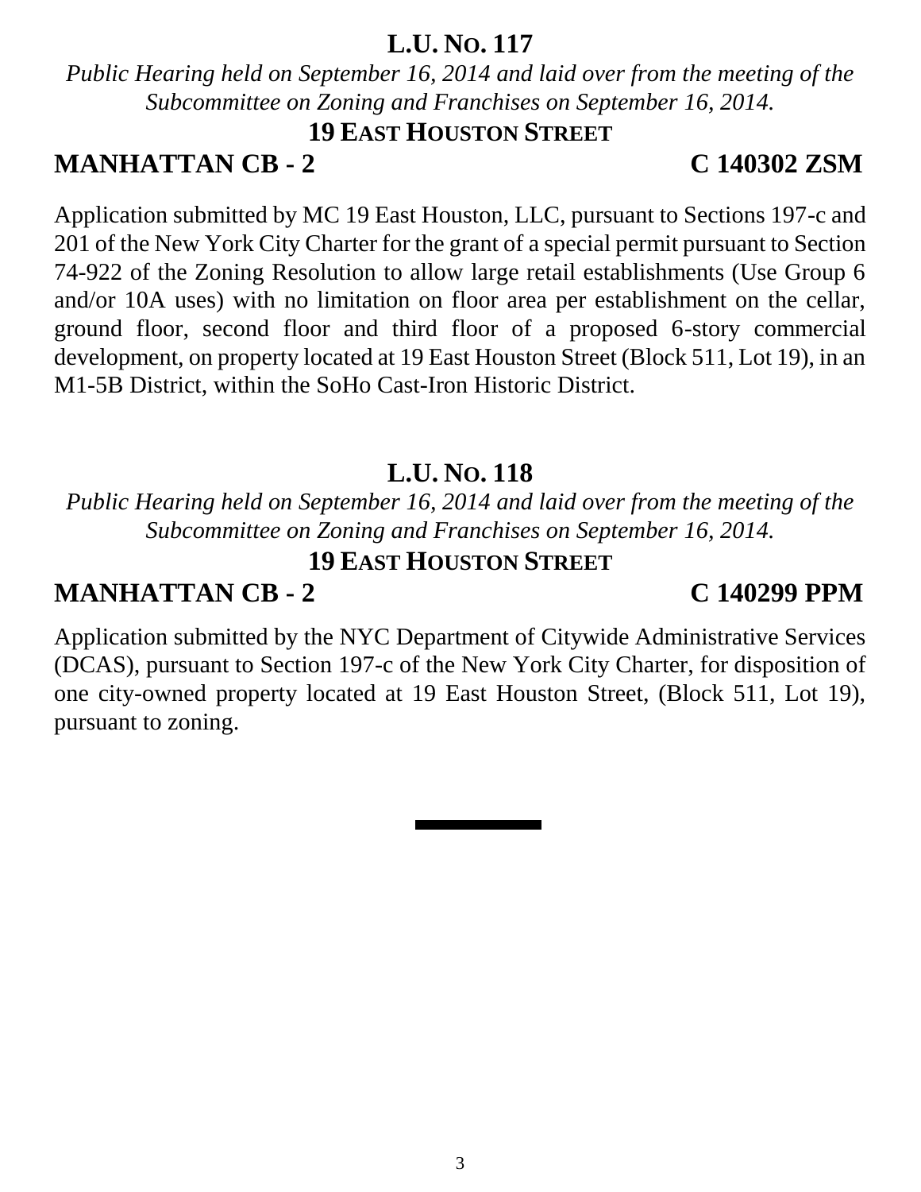## L.U. No. 117

*Public Hearing held on September 16, 2014 and laid over from the meeting of the Subcommittee on Zoning and Franchises on September 16, 2014.*

### 19 East Houston Street

### MANHATTAN CB - 2 C 140302 ZSM

Application submitted by MC 19 East Houston, LLC, pursuant to Sections 197-c and 201 of the New York City Charter for the grant of a special permit pursuant to Section 74-922 of the Zoning Resolution to allow large retail establishments (Use Group 6 and/or 10A uses) with no limitation on floor area per establishment on the cellar, ground floor, second floor and third floor of a proposed 6-story commercial development, on property located at 19 East Houston Street (Block 511, Lot 19), in an M1-5B District, within the SoHo Cast-Iron Historic District.

## L.U. No. 118

*Public Hearing held on September 16, 2014 and laid over from the meeting of the Subcommittee on Zoning and Franchises on September 16, 2014.*

### 19 East Houston Street

### MANHATTAN CB - 2 C 140299 PPM

Application submitted by the NYC Department of Citywide Administrative Services (DCAS), pursuant to Section 197-c of the New York City Charter, for disposition of one city-owned property located at 19 East Houston Street, (Block 511, Lot 19), pursuant to zoning.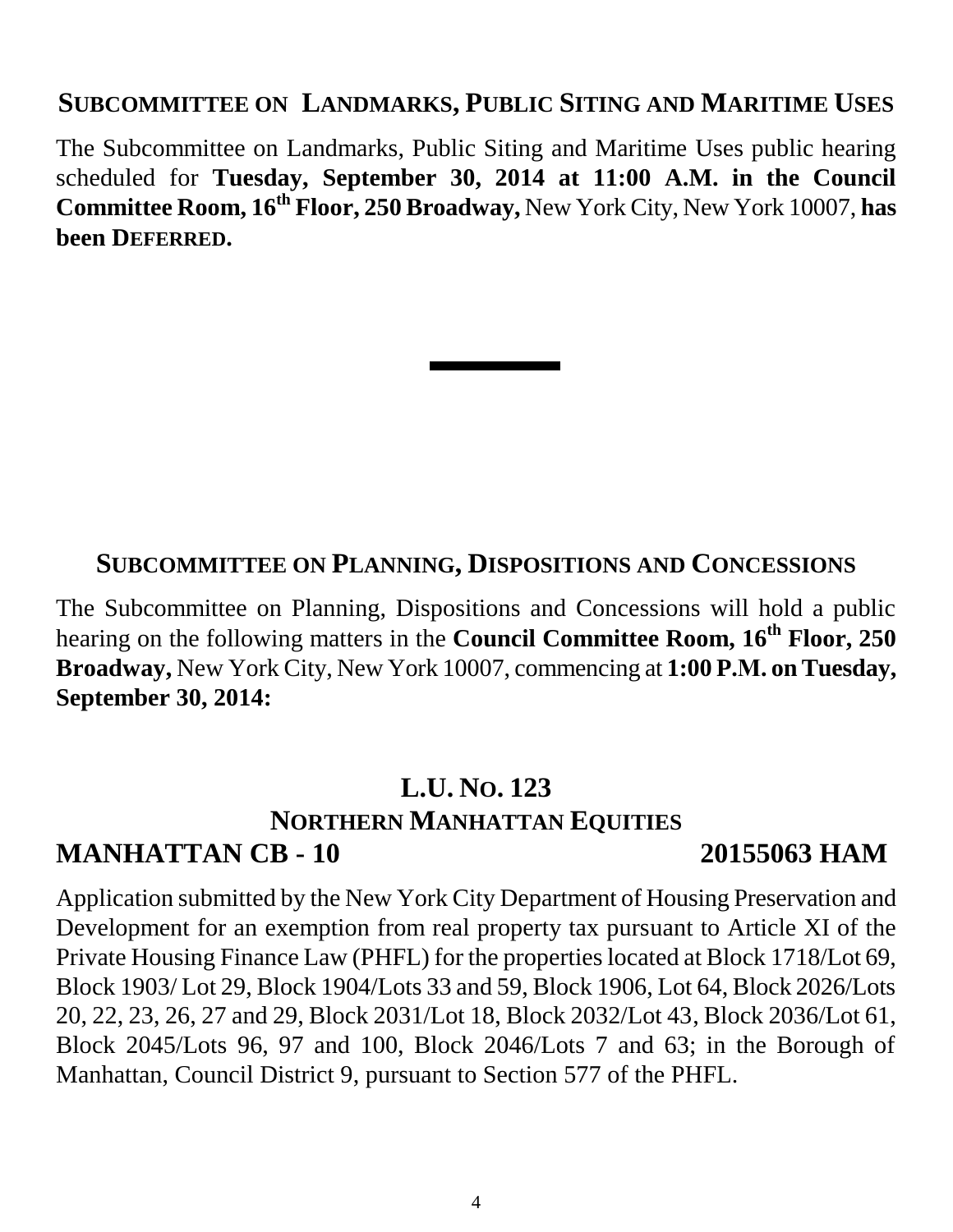## SUBCOMMITTEE ON LANDMARKS, PUBLIC SITING AND MARITIME USES

The Subcommittee on Landmarks, Public Siting and Maritime Uses public hearing scheduled for **Tuesday, September 30, 2014 at 11:00 A.M. in the Council Committee Room, 16th Floor, 250 Broadway,** New York City, New York 10007, **has been DEFERRED.**

---

## SUBCOMMITTEE ON PLANNING, DISPOSITIONS AND CONCESSIONS

The Subcommittee on Planning, Dispositions and Concessions will hold a public hearing on the following matters in the **Council Committee Room, 16th Floor, 250 Broadway,** New York City, New York 10007, commencing at **1:00 P.M. on Tuesday, September 30, 2014:**

### L.U. NO. 123
### NORTHERN MANHATTAN EQUITIES
### MANHATTAN CB - 10 20155063 HAM

Application submitted by the New York City Department of Housing Preservation and Development for an exemption from real property tax pursuant to Article XI of the Private Housing Finance Law (PHFL) for the properties located at Block 1718/Lot 69, Block 1903/ Lot 29, Block 1904/Lots 33 and 59, Block 1906, Lot 64, Block 2026/Lots 20, 22, 23, 26, 27 and 29, Block 2031/Lot 18, Block 2032/Lot 43, Block 2036/Lot 61, Block 2045/Lots 96, 97 and 100, Block 2046/Lots 7 and 63; in the Borough of Manhattan, Council District 9, pursuant to Section 577 of the PHFL.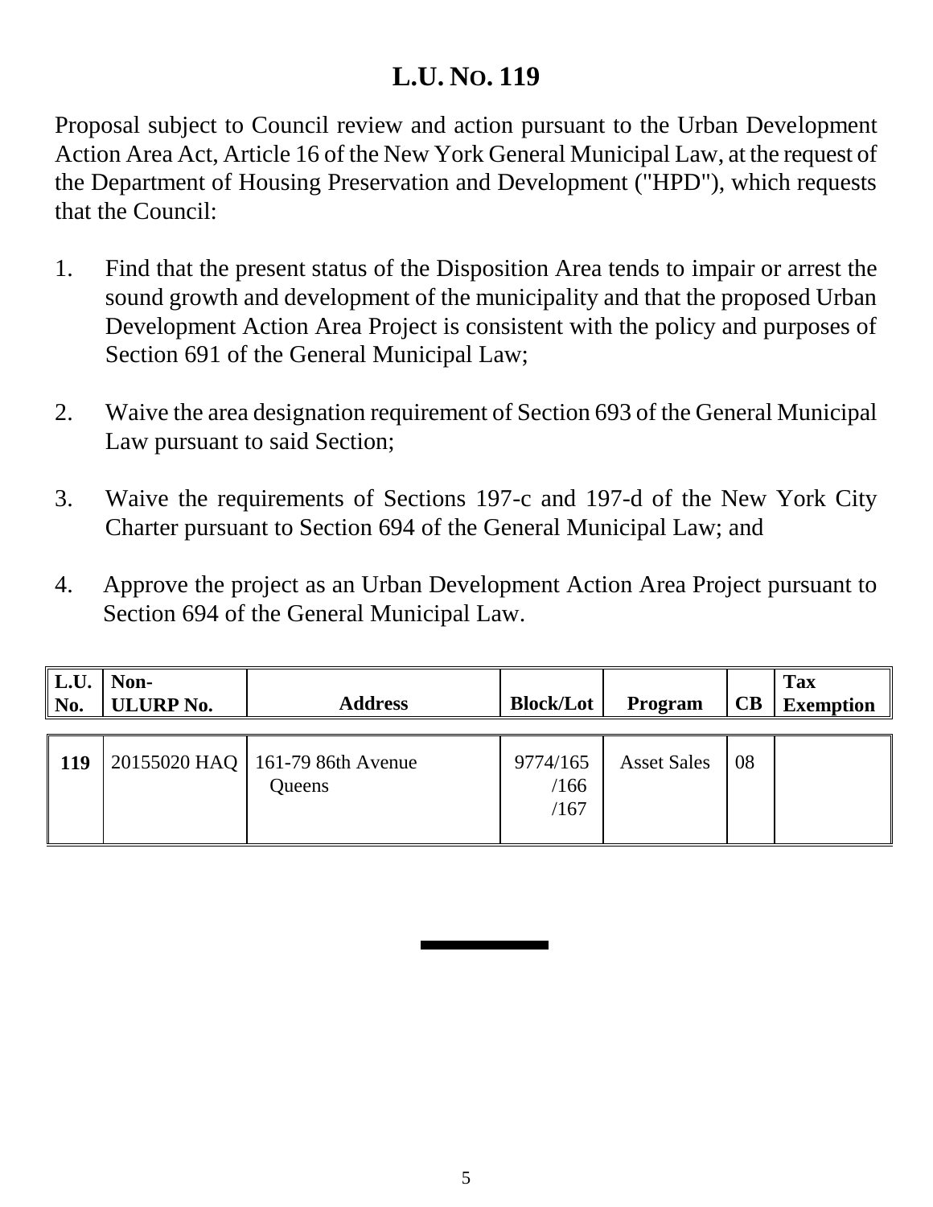# L.U. No. 119

Proposal subject to Council review and action pursuant to the Urban Development Action Area Act, Article 16 of the New York General Municipal Law, at the request of the Department of Housing Preservation and Development ("HPD"), which requests that the Council:

1. Find that the present status of the Disposition Area tends to impair or arrest the sound growth and development of the municipality and that the proposed Urban Development Action Area Project is consistent with the policy and purposes of Section 691 of the General Municipal Law;

2. Waive the area designation requirement of Section 693 of the General Municipal Law pursuant to said Section;

3. Waive the requirements of Sections 197-c and 197-d of the New York City Charter pursuant to Section 694 of the General Municipal Law; and

4. Approve the project as an Urban Development Action Area Project pursuant to Section 694 of the General Municipal Law.

| L.U. No. | Non-ULURP No. | Address | Block/Lot | Program | CB | Tax Exemption |
|---|---|---|---|---|---|---|
| **119** | 20155020 HAQ | 161-79 86th Avenue Queens | 9774/165 /166 /167 | Asset Sales | 08 | |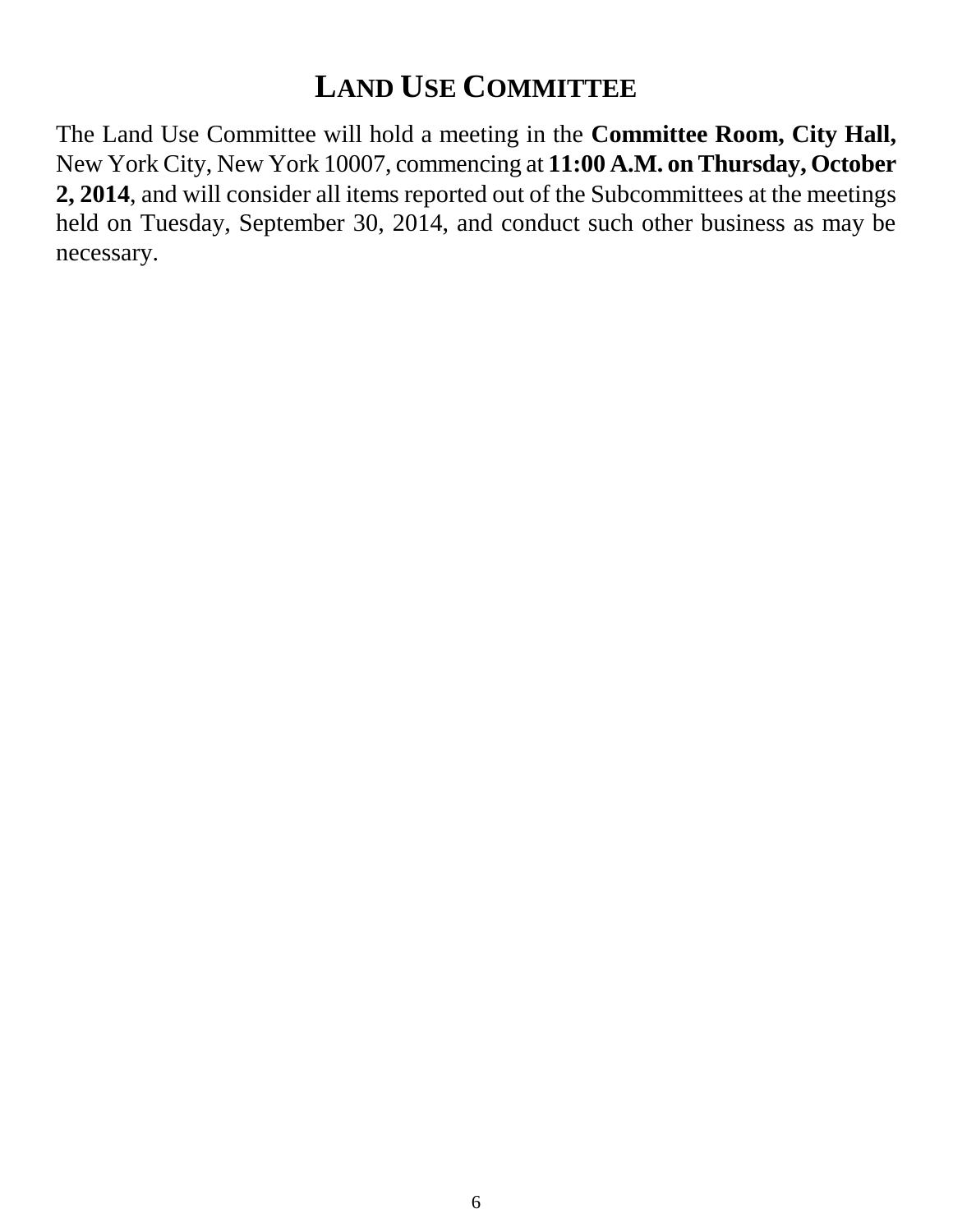## LAND USE COMMITTEE

The Land Use Committee will hold a meeting in the **Committee Room, City Hall,** New York City, New York 10007, commencing at **11:00 A.M. on Thursday, October 2, 2014**, and will consider all items reported out of the Subcommittees at the meetings held on Tuesday, September 30, 2014, and conduct such other business as may be necessary.